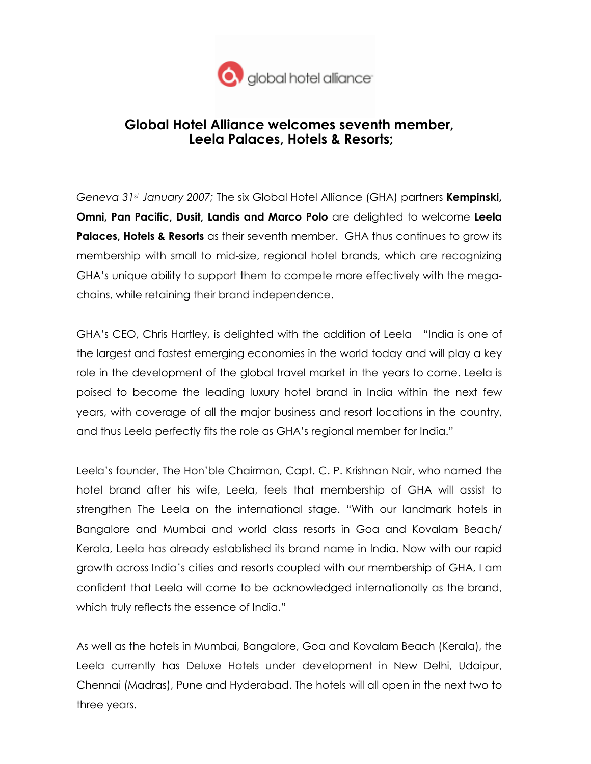global hotel alliance

# Global Hotel Alliance welcomes seventh member, Leela Palaces, Hotels & Resorts;

*Geneva 31st January 2007;* The six Global Hotel Alliance (GHA) partners **Kempinski, Omni, Pan Pacific, Dusit, Landis and Marco Polo** are delighted to welcome **Leela Palaces, Hotels & Resorts** as their seventh member. GHA thus continues to grow its membership with small to mid-size, regional hotel brands, which are recognizing GHA's unique ability to support them to compete more effectively with the mega-chains, while retaining their brand independence.

GHA's CEO, Chris Hartley, is delighted with the addition of Leela "India is one of the largest and fastest emerging economies in the world today and will play a key role in the development of the global travel market in the years to come. Leela is poised to become the leading luxury hotel brand in India within the next few years, with coverage of all the major business and resort locations in the country, and thus Leela perfectly fits the role as GHA's regional member for India."

Leela's founder, The Hon'ble Chairman, Capt. C. P. Krishnan Nair, who named the hotel brand after his wife, Leela, feels that membership of GHA will assist to strengthen The Leela on the international stage. "With our landmark hotels in Bangalore and Mumbai and world class resorts in Goa and Kovalam Beach/ Kerala, Leela has already established its brand name in India. Now with our rapid growth across India's cities and resorts coupled with our membership of GHA, I am confident that Leela will come to be acknowledged internationally as the brand, which truly reflects the essence of India."

As well as the hotels in Mumbai, Bangalore, Goa and Kovalam Beach (Kerala), the Leela currently has Deluxe Hotels under development in New Delhi, Udaipur, Chennai (Madras), Pune and Hyderabad. The hotels will all open in the next two to three years.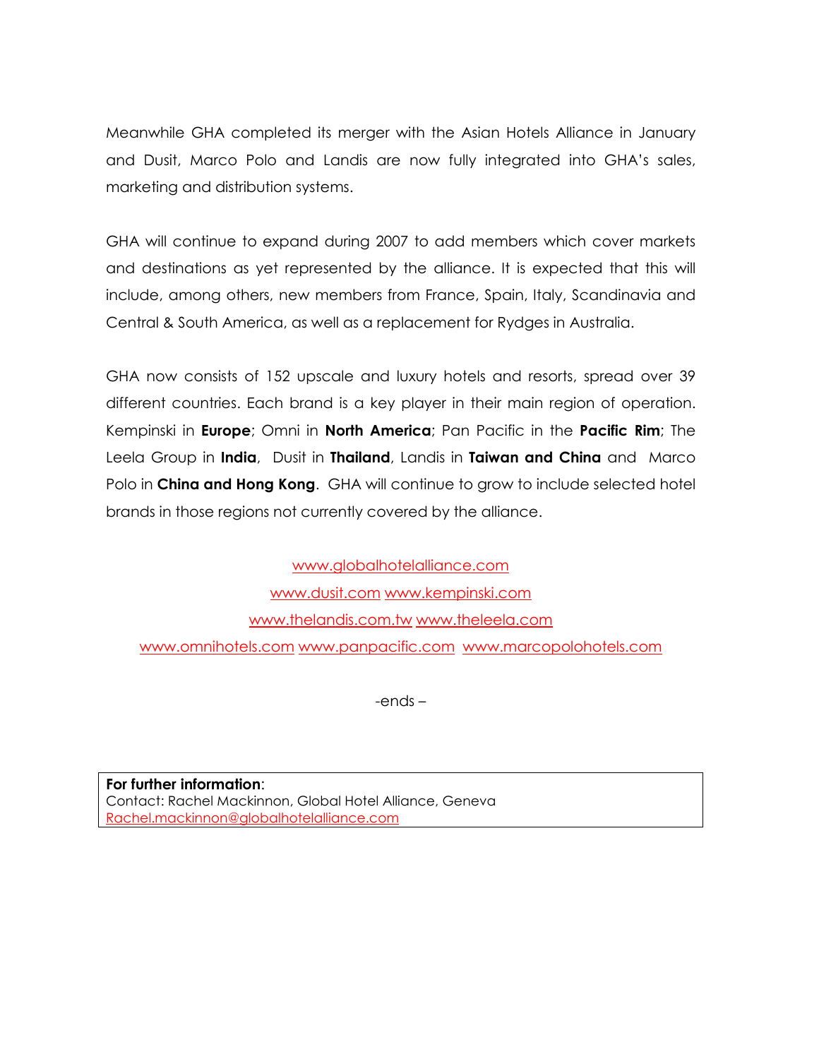Meanwhile GHA completed its merger with the Asian Hotels Alliance in January and Dusit, Marco Polo and Landis are now fully integrated into GHA's sales, marketing and distribution systems.

GHA will continue to expand during 2007 to add members which cover markets and destinations as yet represented by the alliance. It is expected that this will include, among others, new members from France, Spain, Italy, Scandinavia and Central & South America, as well as a replacement for Rydges in Australia.

GHA now consists of 152 upscale and luxury hotels and resorts, spread over 39 different countries. Each brand is a key player in their main region of operation. Kempinski in **Europe**; Omni in **North America**; Pan Pacific in the **Pacific Rim**; The Leela Group in **India**, Dusit in **Thailand**, Landis in **Taiwan and China** and Marco Polo in **China and Hong Kong**. GHA will continue to grow to include selected hotel brands in those regions not currently covered by the alliance.

www.globalhotelalliance.com
www.dusit.com www.kempinski.com
www.thelandis.com.tw www.theleela.com
www.omnihotels.com www.panpacific.com www.marcopolohotels.com

-ends –

**For further information**:
Contact: Rachel Mackinnon, Global Hotel Alliance, Geneva
Rachel.mackinnon@globalhotelalliance.com